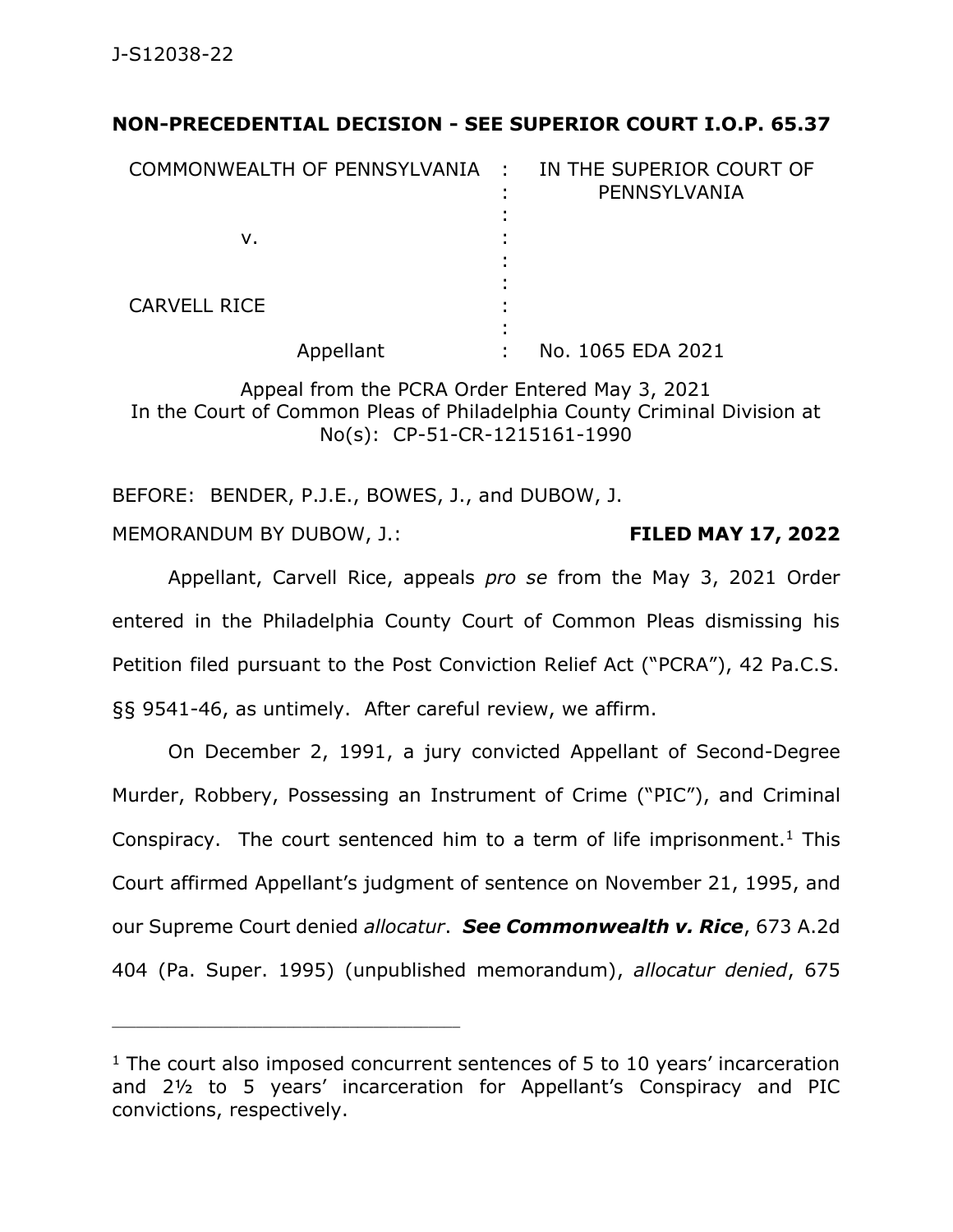J-S12038-22

**NON-PRECEDENTIAL DECISION - SEE SUPERIOR COURT I.O.P. 65.37**

| | | |
|---|---|---|
| COMMONWEALTH OF PENNSYLVANIA | : | IN THE SUPERIOR COURT OF PENNSYLVANIA |
| v. | : | |
| CARVELL RICE | : | |
| Appellant | : | No. 1065 EDA 2021 |

Appeal from the PCRA Order Entered May 3, 2021
In the Court of Common Pleas of Philadelphia County Criminal Division at No(s): CP-51-CR-1215161-1990

BEFORE: BENDER, P.J.E., BOWES, J., and DUBOW, J.

MEMORANDUM BY DUBOW, J.: **FILED MAY 17, 2022**

Appellant, Carvell Rice, appeals *pro se* from the May 3, 2021 Order entered in the Philadelphia County Court of Common Pleas dismissing his Petition filed pursuant to the Post Conviction Relief Act ("PCRA"), 42 Pa.C.S. §§ 9541-46, as untimely. After careful review, we affirm.

On December 2, 1991, a jury convicted Appellant of Second-Degree Murder, Robbery, Possessing an Instrument of Crime ("PIC"), and Criminal Conspiracy. The court sentenced him to a term of life imprisonment.[1] This Court affirmed Appellant's judgment of sentence on November 21, 1995, and our Supreme Court denied *allocatur*. ***See Commonwealth v. Rice***, 673 A.2d 404 (Pa. Super. 1995) (unpublished memorandum), *allocatur denied*, 675

---

[1] The court also imposed concurrent sentences of 5 to 10 years' incarceration and 2½ to 5 years' incarceration for Appellant's Conspiracy and PIC convictions, respectively.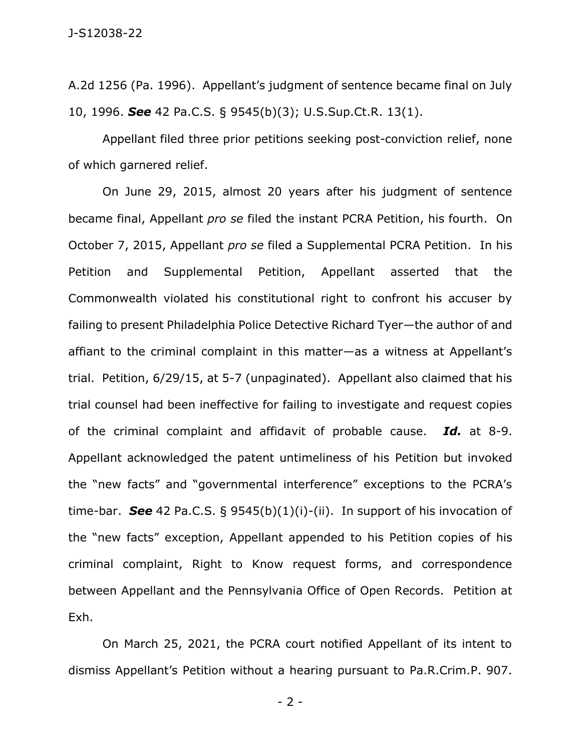A.2d 1256 (Pa. 1996). Appellant's judgment of sentence became final on July 10, 1996. ***See*** 42 Pa.C.S. § 9545(b)(3); U.S.Sup.Ct.R. 13(1).

Appellant filed three prior petitions seeking post-conviction relief, none of which garnered relief.

On June 29, 2015, almost 20 years after his judgment of sentence became final, Appellant *pro se* filed the instant PCRA Petition, his fourth. On October 7, 2015, Appellant *pro se* filed a Supplemental PCRA Petition. In his Petition and Supplemental Petition, Appellant asserted that the Commonwealth violated his constitutional right to confront his accuser by failing to present Philadelphia Police Detective Richard Tyer—the author of and affiant to the criminal complaint in this matter—as a witness at Appellant's trial. Petition, 6/29/15, at 5-7 (unpaginated). Appellant also claimed that his trial counsel had been ineffective for failing to investigate and request copies of the criminal complaint and affidavit of probable cause. ***Id.*** at 8-9. Appellant acknowledged the patent untimeliness of his Petition but invoked the "new facts" and "governmental interference" exceptions to the PCRA's time-bar. ***See*** 42 Pa.C.S. § 9545(b)(1)(i)-(ii). In support of his invocation of the "new facts" exception, Appellant appended to his Petition copies of his criminal complaint, Right to Know request forms, and correspondence between Appellant and the Pennsylvania Office of Open Records. Petition at Exh.

On March 25, 2021, the PCRA court notified Appellant of its intent to dismiss Appellant's Petition without a hearing pursuant to Pa.R.Crim.P. 907.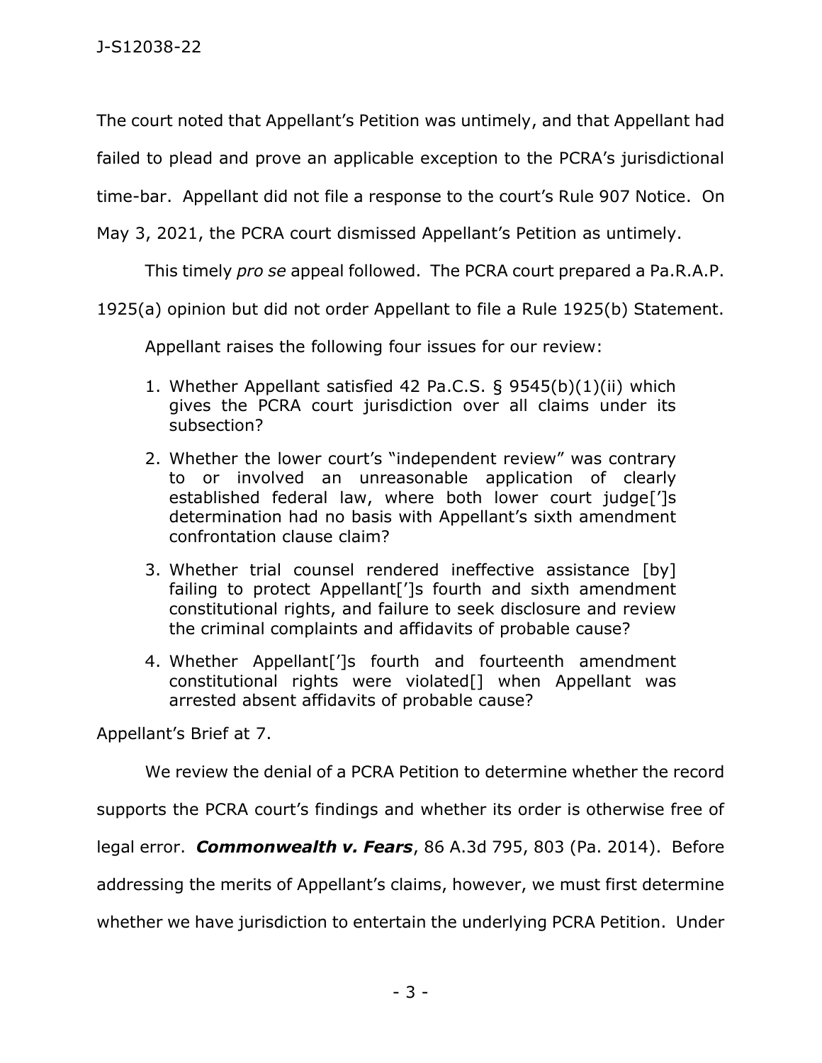The court noted that Appellant's Petition was untimely, and that Appellant had failed to plead and prove an applicable exception to the PCRA's jurisdictional time-bar. Appellant did not file a response to the court's Rule 907 Notice. On May 3, 2021, the PCRA court dismissed Appellant's Petition as untimely.

This timely *pro se* appeal followed. The PCRA court prepared a Pa.R.A.P. 1925(a) opinion but did not order Appellant to file a Rule 1925(b) Statement.

Appellant raises the following four issues for our review:

> 1. Whether Appellant satisfied 42 Pa.C.S. § 9545(b)(1)(ii) which gives the PCRA court jurisdiction over all claims under its subsection?
> 2. Whether the lower court's "independent review" was contrary to or involved an unreasonable application of clearly established federal law, where both lower court judge[']s determination had no basis with Appellant's sixth amendment confrontation clause claim?
> 3. Whether trial counsel rendered ineffective assistance [by] failing to protect Appellant[']s fourth and sixth amendment constitutional rights, and failure to seek disclosure and review the criminal complaints and affidavits of probable cause?
> 4. Whether Appellant[']s fourth and fourteenth amendment constitutional rights were violated[] when Appellant was arrested absent affidavits of probable cause?

Appellant's Brief at 7.

We review the denial of a PCRA Petition to determine whether the record supports the PCRA court's findings and whether its order is otherwise free of legal error. ***Commonwealth v. Fears***, 86 A.3d 795, 803 (Pa. 2014). Before addressing the merits of Appellant's claims, however, we must first determine whether we have jurisdiction to entertain the underlying PCRA Petition. Under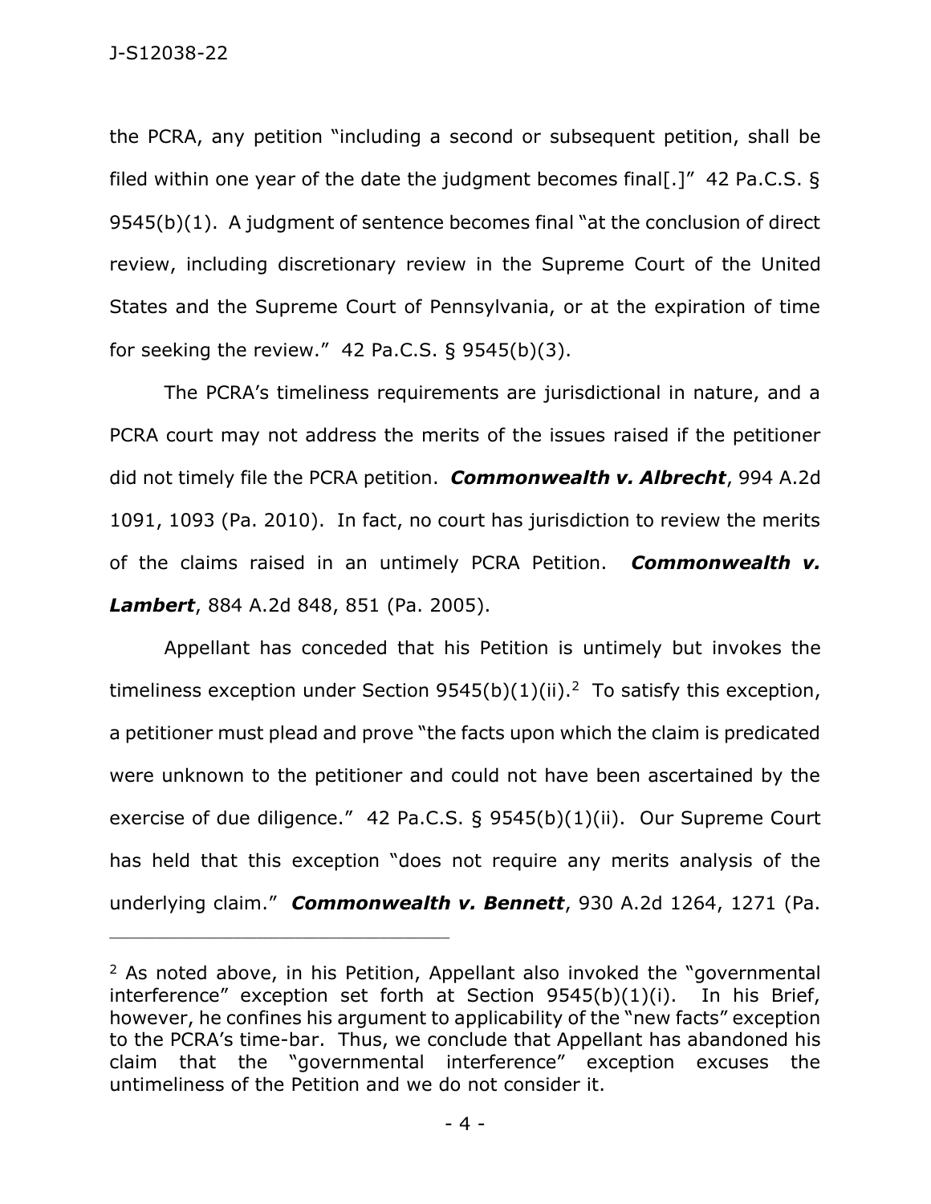the PCRA, any petition "including a second or subsequent petition, shall be filed within one year of the date the judgment becomes final[.]" 42 Pa.C.S. § 9545(b)(1). A judgment of sentence becomes final "at the conclusion of direct review, including discretionary review in the Supreme Court of the United States and the Supreme Court of Pennsylvania, or at the expiration of time for seeking the review." 42 Pa.C.S. § 9545(b)(3).

The PCRA's timeliness requirements are jurisdictional in nature, and a PCRA court may not address the merits of the issues raised if the petitioner did not timely file the PCRA petition. ***Commonwealth v. Albrecht***, 994 A.2d 1091, 1093 (Pa. 2010). In fact, no court has jurisdiction to review the merits of the claims raised in an untimely PCRA Petition. ***Commonwealth v. Lambert***, 884 A.2d 848, 851 (Pa. 2005).

Appellant has conceded that his Petition is untimely but invokes the timeliness exception under Section 9545(b)(1)(ii).[2] To satisfy this exception, a petitioner must plead and prove "the facts upon which the claim is predicated were unknown to the petitioner and could not have been ascertained by the exercise of due diligence." 42 Pa.C.S. § 9545(b)(1)(ii). Our Supreme Court has held that this exception "does not require any merits analysis of the underlying claim." ***Commonwealth v. Bennett***, 930 A.2d 1264, 1271 (Pa.

---

[2] As noted above, in his Petition, Appellant also invoked the "governmental interference" exception set forth at Section 9545(b)(1)(i). In his Brief, however, he confines his argument to applicability of the "new facts" exception to the PCRA's time-bar. Thus, we conclude that Appellant has abandoned his claim that the "governmental interference" exception excuses the untimeliness of the Petition and we do not consider it.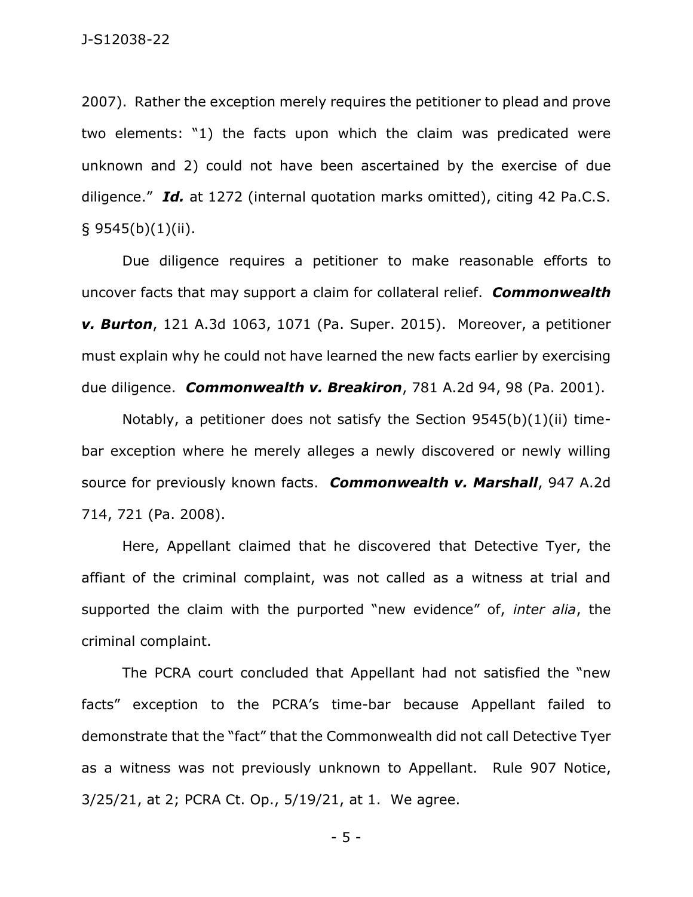2007). Rather the exception merely requires the petitioner to plead and prove two elements: "1) the facts upon which the claim was predicated were unknown and 2) could not have been ascertained by the exercise of due diligence." ***Id.*** at 1272 (internal quotation marks omitted), citing 42 Pa.C.S. § 9545(b)(1)(ii).

Due diligence requires a petitioner to make reasonable efforts to uncover facts that may support a claim for collateral relief. ***Commonwealth v. Burton***, 121 A.3d 1063, 1071 (Pa. Super. 2015). Moreover, a petitioner must explain why he could not have learned the new facts earlier by exercising due diligence. ***Commonwealth v. Breakiron***, 781 A.2d 94, 98 (Pa. 2001).

Notably, a petitioner does not satisfy the Section 9545(b)(1)(ii) time-bar exception where he merely alleges a newly discovered or newly willing source for previously known facts. ***Commonwealth v. Marshall***, 947 A.2d 714, 721 (Pa. 2008).

Here, Appellant claimed that he discovered that Detective Tyer, the affiant of the criminal complaint, was not called as a witness at trial and supported the claim with the purported "new evidence" of, *inter alia*, the criminal complaint.

The PCRA court concluded that Appellant had not satisfied the "new facts" exception to the PCRA's time-bar because Appellant failed to demonstrate that the "fact" that the Commonwealth did not call Detective Tyer as a witness was not previously unknown to Appellant. Rule 907 Notice, 3/25/21, at 2; PCRA Ct. Op., 5/19/21, at 1. We agree.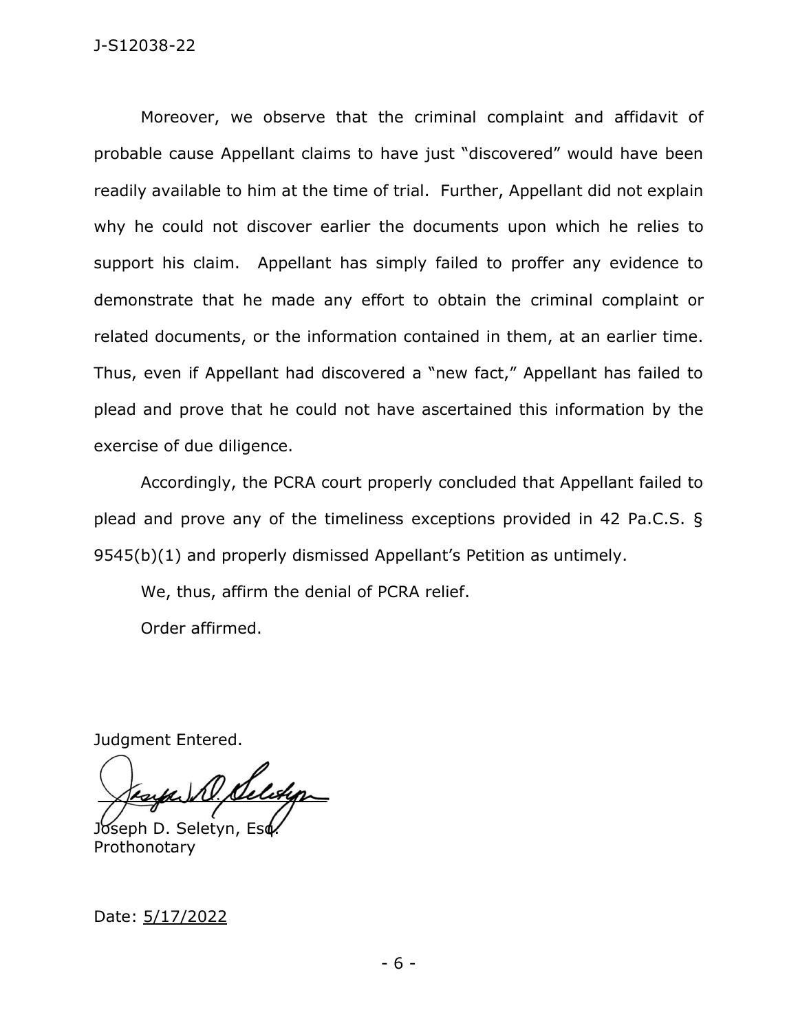Moreover, we observe that the criminal complaint and affidavit of probable cause Appellant claims to have just "discovered" would have been readily available to him at the time of trial. Further, Appellant did not explain why he could not discover earlier the documents upon which he relies to support his claim. Appellant has simply failed to proffer any evidence to demonstrate that he made any effort to obtain the criminal complaint or related documents, or the information contained in them, at an earlier time. Thus, even if Appellant had discovered a "new fact," Appellant has failed to plead and prove that he could not have ascertained this information by the exercise of due diligence.

Accordingly, the PCRA court properly concluded that Appellant failed to plead and prove any of the timeliness exceptions provided in 42 Pa.C.S. § 9545(b)(1) and properly dismissed Appellant's Petition as untimely.

We, thus, affirm the denial of PCRA relief.

Order affirmed.

Judgment Entered.

Joseph D. Seletyn, Esq.
Prothonotary

Date: 5/17/2022